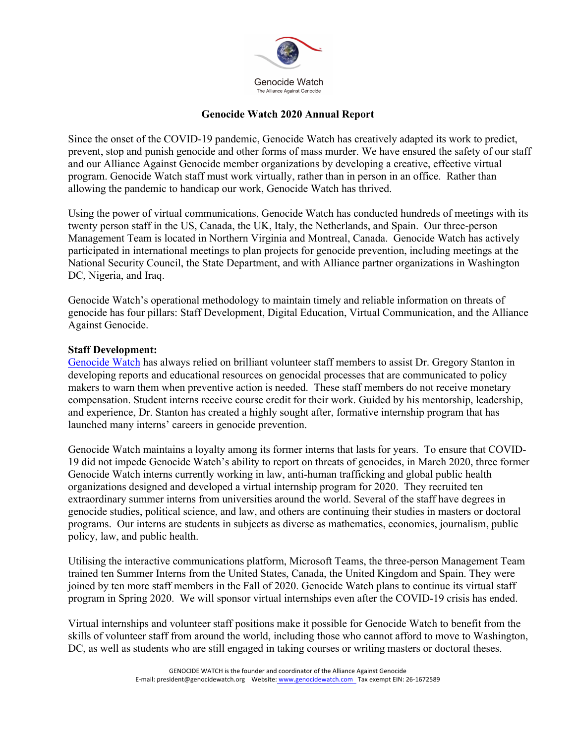Genocide Watch

The Alliance Against Genocide

# Genocide Watch 2020 Annual Report

Since the onset of the COVID-19 pandemic, Genocide Watch has creatively adapted its work to predict, prevent, stop and punish genocide and other forms of mass murder. We have ensured the safety of our staff and our Alliance Against Genocide member organizations by developing a creative, effective virtual program. Genocide Watch staff must work virtually, rather than in person in an office. Rather than allowing the pandemic to handicap our work, Genocide Watch has thrived.

Using the power of virtual communications, Genocide Watch has conducted hundreds of meetings with its twenty person staff in the US, Canada, the UK, Italy, the Netherlands, and Spain. Our three-person Management Team is located in Northern Virginia and Montreal, Canada. Genocide Watch has actively participated in international meetings to plan projects for genocide prevention, including meetings at the National Security Council, the State Department, and with Alliance partner organizations in Washington DC, Nigeria, and Iraq.

Genocide Watch's operational methodology to maintain timely and reliable information on threats of genocide has four pillars: Staff Development, Digital Education, Virtual Communication, and the Alliance Against Genocide.

**Staff Development:**

Genocide Watch has always relied on brilliant volunteer staff members to assist Dr. Gregory Stanton in developing reports and educational resources on genocidal processes that are communicated to policy makers to warn them when preventive action is needed. These staff members do not receive monetary compensation. Student interns receive course credit for their work. Guided by his mentorship, leadership, and experience, Dr. Stanton has created a highly sought after, formative internship program that has launched many interns' careers in genocide prevention.

Genocide Watch maintains a loyalty among its former interns that lasts for years. To ensure that COVID-19 did not impede Genocide Watch's ability to report on threats of genocides, in March 2020, three former Genocide Watch interns currently working in law, anti-human trafficking and global public health organizations designed and developed a virtual internship program for 2020. They recruited ten extraordinary summer interns from universities around the world. Several of the staff have degrees in genocide studies, political science, and law, and others are continuing their studies in masters or doctoral programs. Our interns are students in subjects as diverse as mathematics, economics, journalism, public policy, law, and public health.

Utilising the interactive communications platform, Microsoft Teams, the three-person Management Team trained ten Summer Interns from the United States, Canada, the United Kingdom and Spain. They were joined by ten more staff members in the Fall of 2020. Genocide Watch plans to continue its virtual staff program in Spring 2020. We will sponsor virtual internships even after the COVID-19 crisis has ended.

Virtual internships and volunteer staff positions make it possible for Genocide Watch to benefit from the skills of volunteer staff from around the world, including those who cannot afford to move to Washington, DC, as well as students who are still engaged in taking courses or writing masters or doctoral theses.

GENOCIDE WATCH is the founder and coordinator of the Alliance Against Genocide
E-mail: president@genocidewatch.org Website: www.genocidewatch.com Tax exempt EIN: 26-1672589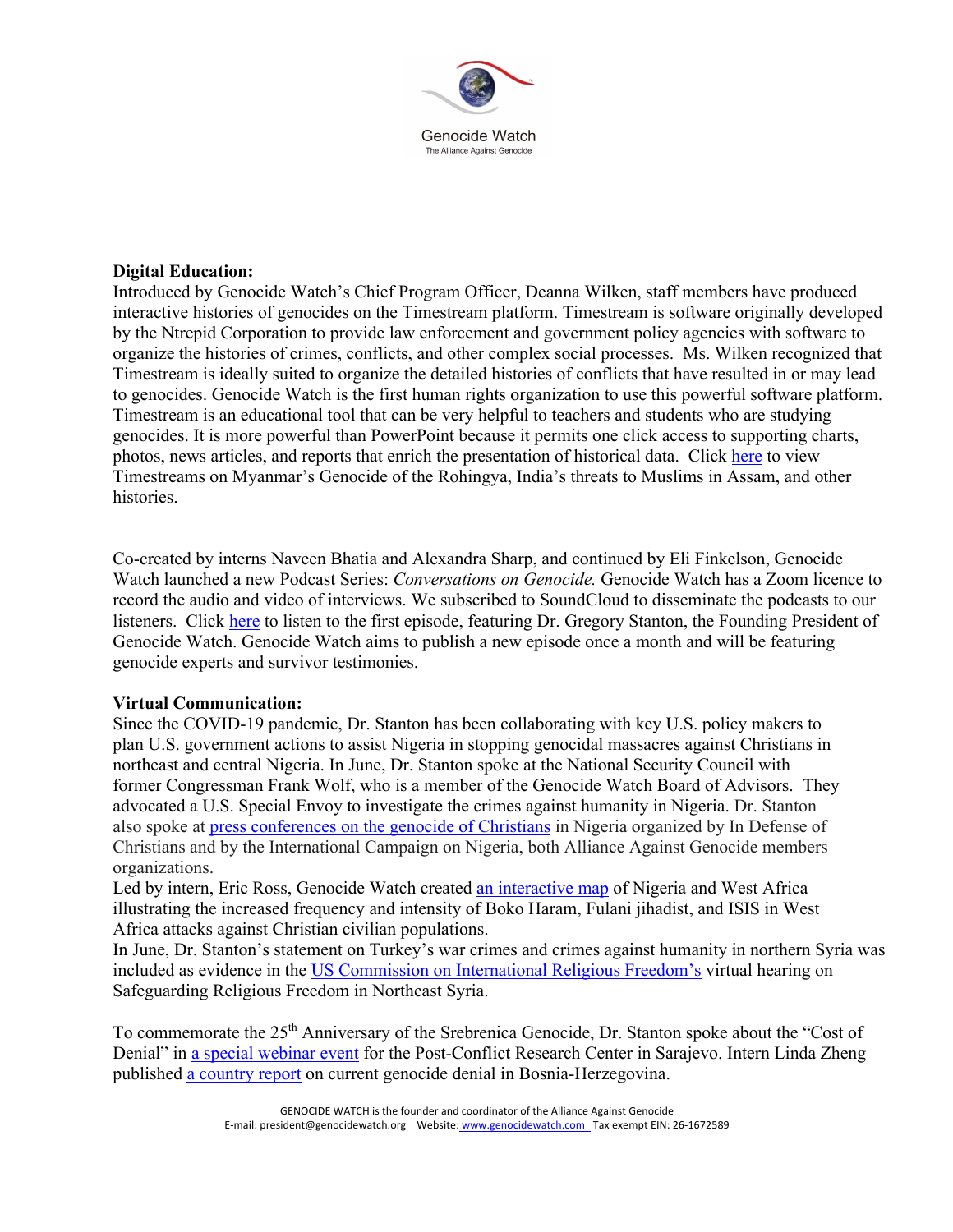**Digital Education:**

Introduced by Genocide Watch's Chief Program Officer, Deanna Wilken, staff members have produced interactive histories of genocides on the Timestream platform. Timestream is software originally developed by the Ntrepid Corporation to provide law enforcement and government policy agencies with software to organize the histories of crimes, conflicts, and other complex social processes. Ms. Wilken recognized that Timestream is ideally suited to organize the detailed histories of conflicts that have resulted in or may lead to genocides. Genocide Watch is the first human rights organization to use this powerful software platform. Timestream is an educational tool that can be very helpful to teachers and students who are studying genocides. It is more powerful than PowerPoint because it permits one click access to supporting charts, photos, news articles, and reports that enrich the presentation of historical data. Click here to view Timestreams on Myanmar's Genocide of the Rohingya, India's threats to Muslims in Assam, and other histories.

Co-created by interns Naveen Bhatia and Alexandra Sharp, and continued by Eli Finkelson, Genocide Watch launched a new Podcast Series: *Conversations on Genocide.* Genocide Watch has a Zoom licence to record the audio and video of interviews. We subscribed to SoundCloud to disseminate the podcasts to our listeners. Click here to listen to the first episode, featuring Dr. Gregory Stanton, the Founding President of Genocide Watch. Genocide Watch aims to publish a new episode once a month and will be featuring genocide experts and survivor testimonies.

**Virtual Communication:**

Since the COVID-19 pandemic, Dr. Stanton has been collaborating with key U.S. policy makers to plan U.S. government actions to assist Nigeria in stopping genocidal massacres against Christians in northeast and central Nigeria. In June, Dr. Stanton spoke at the National Security Council with former Congressman Frank Wolf, who is a member of the Genocide Watch Board of Advisors. They advocated a U.S. Special Envoy to investigate the crimes against humanity in Nigeria. Dr. Stanton also spoke at press conferences on the genocide of Christians in Nigeria organized by In Defense of Christians and by the International Campaign on Nigeria, both Alliance Against Genocide members organizations.

Led by intern, Eric Ross, Genocide Watch created an interactive map of Nigeria and West Africa illustrating the increased frequency and intensity of Boko Haram, Fulani jihadist, and ISIS in West Africa attacks against Christian civilian populations.

In June, Dr. Stanton's statement on Turkey's war crimes and crimes against humanity in northern Syria was included as evidence in the US Commission on International Religious Freedom's virtual hearing on Safeguarding Religious Freedom in Northeast Syria.

To commemorate the 25th Anniversary of the Srebrenica Genocide, Dr. Stanton spoke about the "Cost of Denial" in a special webinar event for the Post-Conflict Research Center in Sarajevo. Intern Linda Zheng published a country report on current genocide denial in Bosnia-Herzegovina.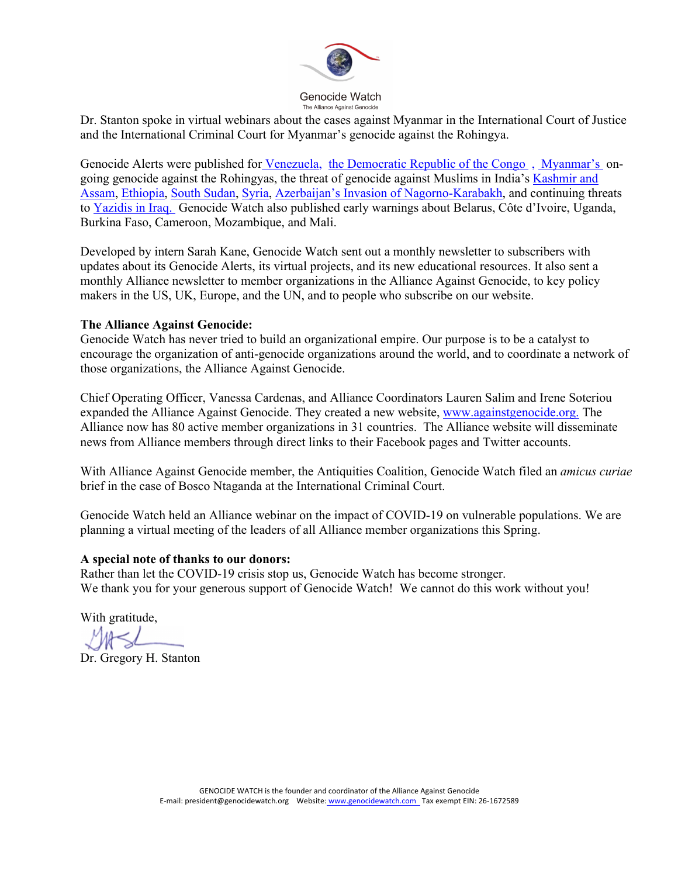Genocide Watch

The Alliance Against Genocide

Dr. Stanton spoke in virtual webinars about the cases against Myanmar in the International Court of Justice and the International Criminal Court for Myanmar's genocide against the Rohingya.

Genocide Alerts were published for Venezuela, the Democratic Republic of the Congo , Myanmar's on-going genocide against the Rohingyas, the threat of genocide against Muslims in India's Kashmir and Assam, Ethiopia, South Sudan, Syria, Azerbaijan's Invasion of Nagorno-Karabakh, and continuing threats to Yazidis in Iraq. Genocide Watch also published early warnings about Belarus, Côte d'Ivoire, Uganda, Burkina Faso, Cameroon, Mozambique, and Mali.

Developed by intern Sarah Kane, Genocide Watch sent out a monthly newsletter to subscribers with updates about its Genocide Alerts, its virtual projects, and its new educational resources. It also sent a monthly Alliance newsletter to member organizations in the Alliance Against Genocide, to key policy makers in the US, UK, Europe, and the UN, and to people who subscribe on our website.

**The Alliance Against Genocide:**

Genocide Watch has never tried to build an organizational empire. Our purpose is to be a catalyst to encourage the organization of anti-genocide organizations around the world, and to coordinate a network of those organizations, the Alliance Against Genocide.

Chief Operating Officer, Vanessa Cardenas, and Alliance Coordinators Lauren Salim and Irene Soteriou expanded the Alliance Against Genocide. They created a new website, www.againstgenocide.org. The Alliance now has 80 active member organizations in 31 countries. The Alliance website will disseminate news from Alliance members through direct links to their Facebook pages and Twitter accounts.

With Alliance Against Genocide member, the Antiquities Coalition, Genocide Watch filed an *amicus curiae* brief in the case of Bosco Ntaganda at the International Criminal Court.

Genocide Watch held an Alliance webinar on the impact of COVID-19 on vulnerable populations. We are planning a virtual meeting of the leaders of all Alliance member organizations this Spring.

**A special note of thanks to our donors:**

Rather than let the COVID-19 crisis stop us, Genocide Watch has become stronger.
We thank you for your generous support of Genocide Watch! We cannot do this work without you!

With gratitude,

Dr. Gregory H. Stanton